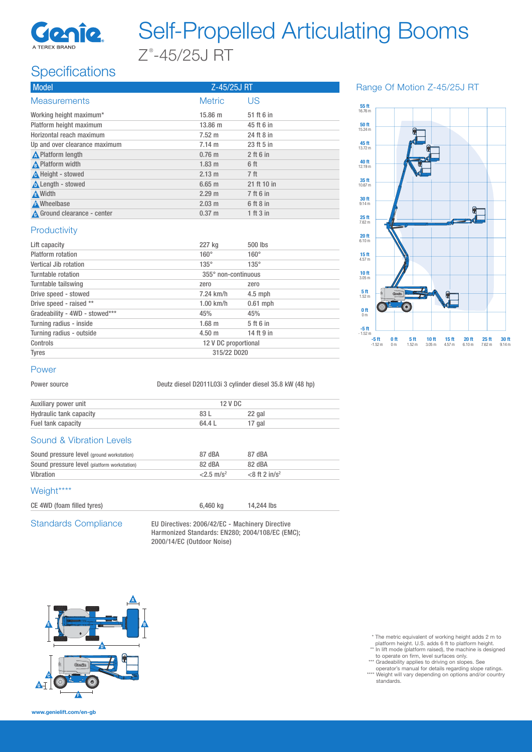Genie
A TEREX BRAND

# Self-Propelled Articulating Booms

## Z®-45/25J RT

## Specifications

| Model | Z-45/25J RT | |
|---|---|---|
| **Measurements** | **Metric** | **US** |
| Working height maximum* | 15.86 m | 51 ft 6 in |
| Platform height maximum | 13.86 m | 45 ft 6 in |
| Horizontal reach maximum | 7.52 m | 24 ft 8 in |
| Up and over clearance maximum | 7.14 m | 23 ft 5 in |
| A Platform length | 0.76 m | 2 ft 6 in |
| B Platform width | 1.83 m | 6 ft |
| C Height - stowed | 2.13 m | 7 ft |
| D Length - stowed | 6.65 m | 21 ft 10 in |
| E Width | 2.29 m | 7 ft 6 in |
| F Wheelbase | 2.03 m | 6 ft 8 in |
| G Ground clearance - center | 0.37 m | 1 ft 3 in |

### Productivity

| | | |
|---|---|---|
| Lift capacity | 227 kg | 500 lbs |
| Platform rotation | 160° | 160° |
| Vertical Jib rotation | 135° | 135° |
| Turntable rotation | 355° non-continuous | |
| Turntable tailswing | zero | zero |
| Drive speed - stowed | 7.24 km/h | 4.5 mph |
| Drive speed - raised ** | 1.00 km/h | 0.61 mph |
| Gradeability - 4WD - stowed*** | 45% | 45% |
| Turning radius - inside | 1.68 m | 5 ft 6 in |
| Turning radius - outside | 4.50 m | 14 ft 9 in |
| Controls | 12 V DC proportional | |
| Tyres | 315/22 D020 | |

### Power

| | | |
|---|---|---|
| Power source | Deutz diesel D2011L03i 3 cylinder diesel 35.8 kW (48 hp) | |
| Auxiliary power unit | 12 V DC | |
| Hydraulic tank capacity | 83 L | 22 gal |
| Fuel tank capacity | 64.4 L | 17 gal |

### Sound & Vibration Levels

| | | |
|---|---|---|
| Sound pressure level (ground workstation) | 87 dBA | 87 dBA |
| Sound pressure level (platform workstation) | 82 dBA | 82 dBA |
| Vibration | <2.5 m/s² | <8 ft 2 in/s² |

### Weight****

| | | |
|---|---|---|
| CE 4WD (foam filled tyres) | 6,460 kg | 14,244 lbs |

### Standards Compliance

EU Directives: 2006/42/EC - Machinery Directive
Harmonized Standards: EN280; 2004/108/EC (EMC);
2000/14/EC (Outdoor Noise)

### Range Of Motion Z-45/25J RT

\* The metric equivalent of working height adds 2 m to platform height. U.S. adds 6 ft to platform height.
\*\* In lift mode (platform raised), the machine is designed to operate on firm, level surfaces only.
\*\*\* Gradeability applies to driving on slopes. See operator's manual for details regarding slope ratings.
\*\*\*\* Weight will vary depending on options and/or country standards.

www.genielift.com/en-gb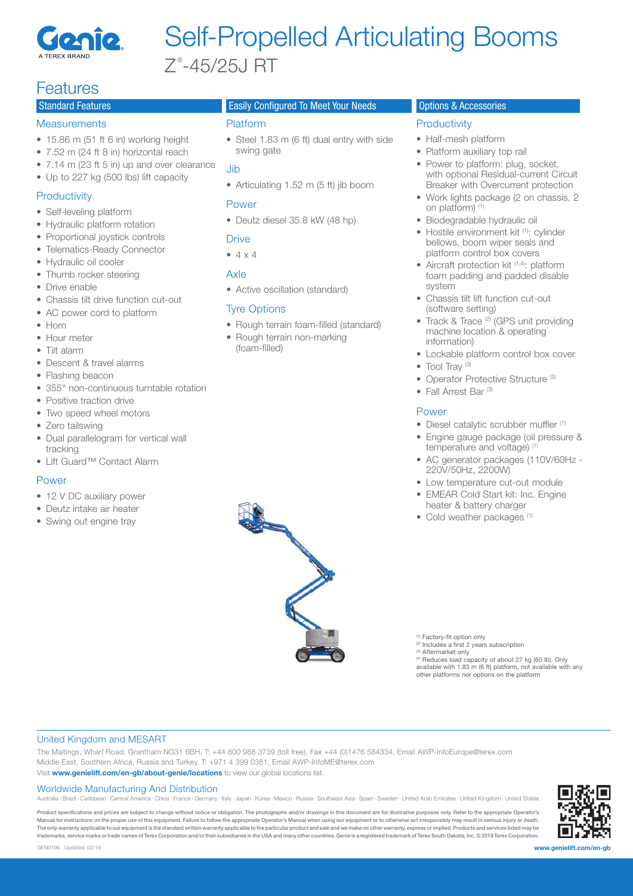# Self-Propelled Articulating Booms

## Z®-45/25J RT

# Features

## Standard Features

### Measurements

- 15.86 m (51 ft 6 in) working height
- 7.52 m (24 ft 8 in) horizontal reach
- 7.14 m (23 ft 5 in) up and over clearance
- Up to 227 kg (500 lbs) lift capacity

### Productivity

- Self-leveling platform
- Hydraulic platform rotation
- Proportional joystick controls
- Telematics-Ready Connector
- Hydraulic oil cooler
- Thumb rocker steering
- Drive enable
- Chassis tilt drive function cut-out
- AC power cord to platform
- Horn
- Hour meter
- Tilt alarm
- Descent & travel alarms
- Flashing beacon
- 355° non-continuous turntable rotation
- Positive traction drive
- Two speed wheel motors
- Zero tailswing
- Dual parallelogram for vertical wall tracking
- Lift Guard™ Contact Alarm

### Power

- 12 V DC auxiliary power
- Deutz intake air heater
- Swing out engine tray

## Easily Configured To Meet Your Needs

### Platform

- Steel 1.83 m (6 ft) dual entry with side swing gate

### Jib

- Articulating 1.52 m (5 ft) jib boom

### Power

- Deutz diesel 35.8 kW (48 hp)

### Drive

- 4 x 4

### Axle

- Active oscillation (standard)

### Tyre Options

- Rough terrain foam-filled (standard)
- Rough terrain non-marking (foam-filled)

## Options & Accessories

### Productivity

- Half-mesh platform
- Platform auxiliary top rail
- Power to platform: plug, socket, with optional Residual-current Circuit Breaker with Overcurrent protection
- Work lights package (2 on chassis, 2 on platform) [1]
- Biodegradable hydraulic oil
- Hostile environment kit [1]: cylinder bellows, boom wiper seals and platform control box covers
- Aircraft protection kit [1,4]: platform foam padding and padded disable system
- Chassis tilt lift function cut-out (software setting)
- Track & Trace [2] (GPS unit providing machine location & operating information)
- Lockable platform control box cover
- Tool Tray [3]
- Operator Protective Structure [3]
- Fall Arrest Bar [3]

### Power

- Diesel catalytic scrubber muffler [1]
- Engine gauge package (oil pressure & temperature and voltage) [1]
- AC generator packages (110V/60Hz - 220V/50Hz, 2200W)
- Low temperature cut-out module
- EMEAR Cold Start kit: Inc. Engine heater & battery charger
- Cold weather packages [1]

[1] Factory-fit option only
[2] Includes a first 2 years subscription
[3] Aftermarket only
[4] Reduces load capacity of about 27 kg (60 lb). Only available with 1.83 m (6 ft) platform, not available with any other platforms nor options on the platform

## United Kingdom and MESART

The Maltings, Wharf Road, Grantham NG31 6BH, T: +44 800 988 3739 (toll free), Fax +44 (0)1476 584334, Email AWP-InfoEurope@terex.com
Middle East, Southern Africa, Russia and Turkey, T: +971 4 399 0381, Email AWP-InfoME@terex.com
Visit **www.genielift.com/en-gb/about-genie/locations** to view our global locations list.

## Worldwide Manufacturing And Distribution

Australia · Brazil · Caribbean · Central America · China · France · Germany · Italy · Japan · Korea · Mexico · Russia · Southeast Asia · Spain · Sweden · United Arab Emirates · United Kingdom · United States

Product specifications and prices are subject to change without notice or obligation. The photographs and/or drawings in this document are for illustrative purposes only. Refer to the appropriate Operator's Manual for instructions on the proper use of this equipment. Failure to follow the appropriate Operator's Manual when using our equipment or to otherwise act irresponsibly may result in serious injury or death. The only warranty applicable to our equipment is the standard written warranty applicable to the particular product and sale and we make no other warranty, express or implied. Products and services listed may be trademarks, service marks or trade names of Terex Corporation and/or their subsidiaries in the USA and many other countries. Genie is a registered trademark of Terex South Dakota, Inc. © 2019 Terex Corporation.

GEN0196 Updated: 02/19

**www.genielift.com/en-gb**